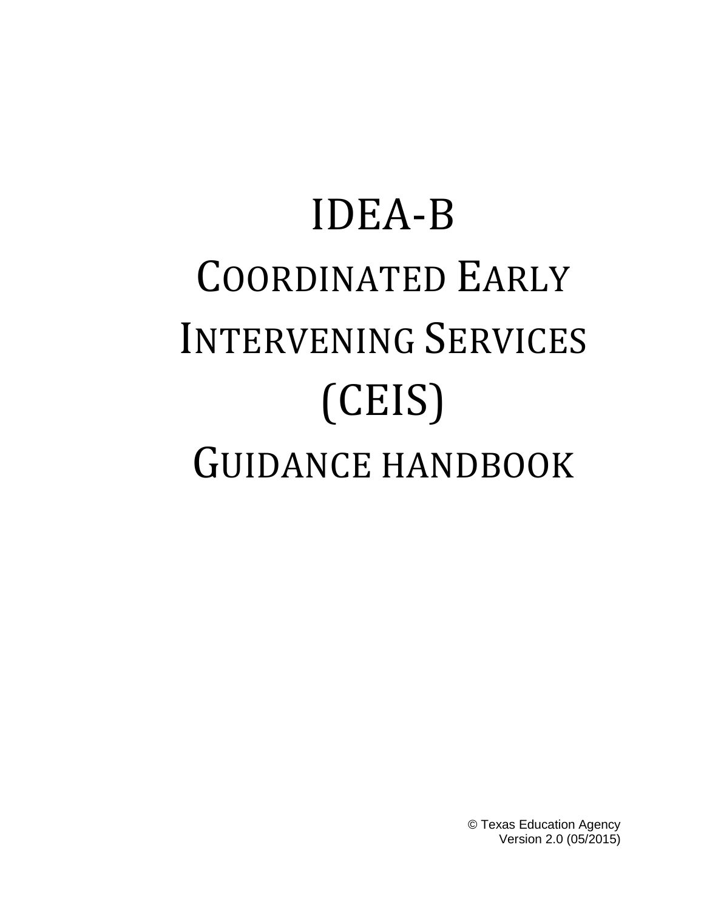# IDEA-B

# COORDINATED EARLY INTERVENING SERVICES (CEIS)

# GUIDANCE HANDBOOK

© Texas Education Agency
Version 2.0 (05/2015)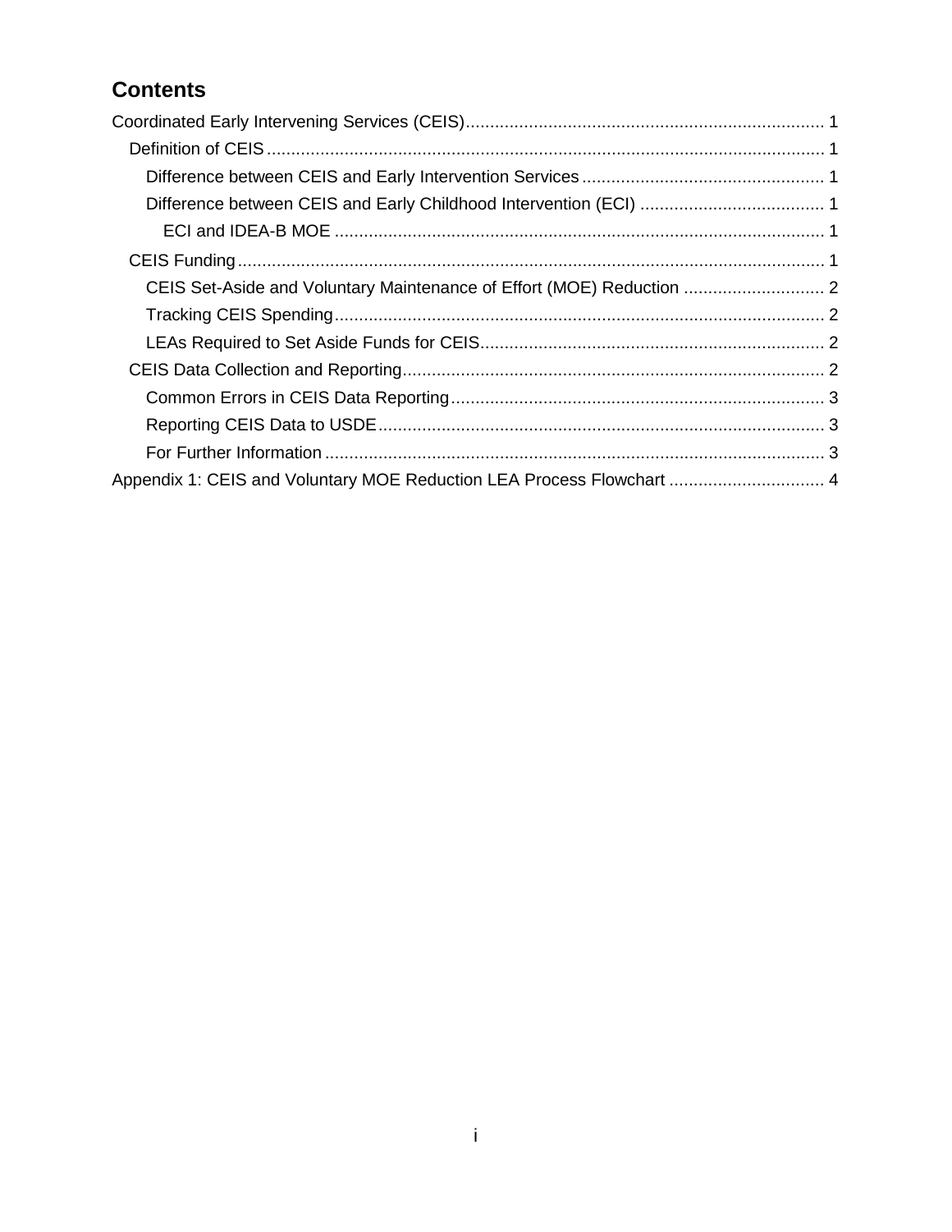# Contents

Coordinated Early Intervening Services (CEIS) ........................................................................ 1

- Definition of CEIS ................................................................................................................ 1
  - Difference between CEIS and Early Intervention Services ................................................. 1
  - Difference between CEIS and Early Childhood Intervention (ECI) ..................................... 1
    - ECI and IDEA-B MOE ..................................................................................................... 1
- CEIS Funding ....................................................................................................................... 1
  - CEIS Set-Aside and Voluntary Maintenance of Effort (MOE) Reduction ............................ 2
  - Tracking CEIS Spending ................................................................................................... 2
  - LEAs Required to Set Aside Funds for CEIS ..................................................................... 2
- CEIS Data Collection and Reporting ..................................................................................... 2
  - Common Errors in CEIS Data Reporting ............................................................................ 3
  - Reporting CEIS Data to USDE .......................................................................................... 3
  - For Further Information ..................................................................................................... 3

Appendix 1: CEIS and Voluntary MOE Reduction LEA Process Flowchart ................................ 4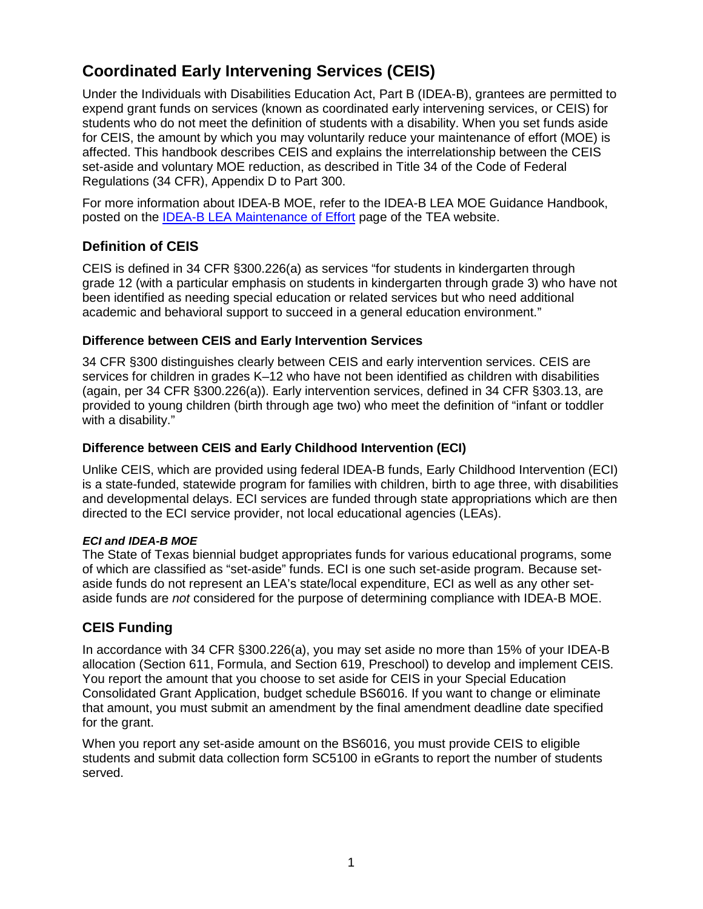# Coordinated Early Intervening Services (CEIS)

Under the Individuals with Disabilities Education Act, Part B (IDEA-B), grantees are permitted to expend grant funds on services (known as coordinated early intervening services, or CEIS) for students who do not meet the definition of students with a disability. When you set funds aside for CEIS, the amount by which you may voluntarily reduce your maintenance of effort (MOE) is affected. This handbook describes CEIS and explains the interrelationship between the CEIS set-aside and voluntary MOE reduction, as described in Title 34 of the Code of Federal Regulations (34 CFR), Appendix D to Part 300.

For more information about IDEA-B MOE, refer to the IDEA-B LEA MOE Guidance Handbook, posted on the [IDEA-B LEA Maintenance of Effort](#) page of the TEA website.

## Definition of CEIS

CEIS is defined in 34 CFR §300.226(a) as services "for students in kindergarten through grade 12 (with a particular emphasis on students in kindergarten through grade 3) who have not been identified as needing special education or related services but who need additional academic and behavioral support to succeed in a general education environment."

### Difference between CEIS and Early Intervention Services

34 CFR §300 distinguishes clearly between CEIS and early intervention services. CEIS are services for children in grades K–12 who have not been identified as children with disabilities (again, per 34 CFR §300.226(a)). Early intervention services, defined in 34 CFR §303.13, are provided to young children (birth through age two) who meet the definition of "infant or toddler with a disability."

### Difference between CEIS and Early Childhood Intervention (ECI)

Unlike CEIS, which are provided using federal IDEA-B funds, Early Childhood Intervention (ECI) is a state-funded, statewide program for families with children, birth to age three, with disabilities and developmental delays. ECI services are funded through state appropriations which are then directed to the ECI service provider, not local educational agencies (LEAs).

#### *ECI and IDEA-B MOE*

The State of Texas biennial budget appropriates funds for various educational programs, some of which are classified as "set-aside" funds. ECI is one such set-aside program. Because set-aside funds do not represent an LEA's state/local expenditure, ECI as well as any other set-aside funds are *not* considered for the purpose of determining compliance with IDEA-B MOE.

## CEIS Funding

In accordance with 34 CFR §300.226(a), you may set aside no more than 15% of your IDEA-B allocation (Section 611, Formula, and Section 619, Preschool) to develop and implement CEIS. You report the amount that you choose to set aside for CEIS in your Special Education Consolidated Grant Application, budget schedule BS6016. If you want to change or eliminate that amount, you must submit an amendment by the final amendment deadline date specified for the grant.

When you report any set-aside amount on the BS6016, you must provide CEIS to eligible students and submit data collection form SC5100 in eGrants to report the number of students served.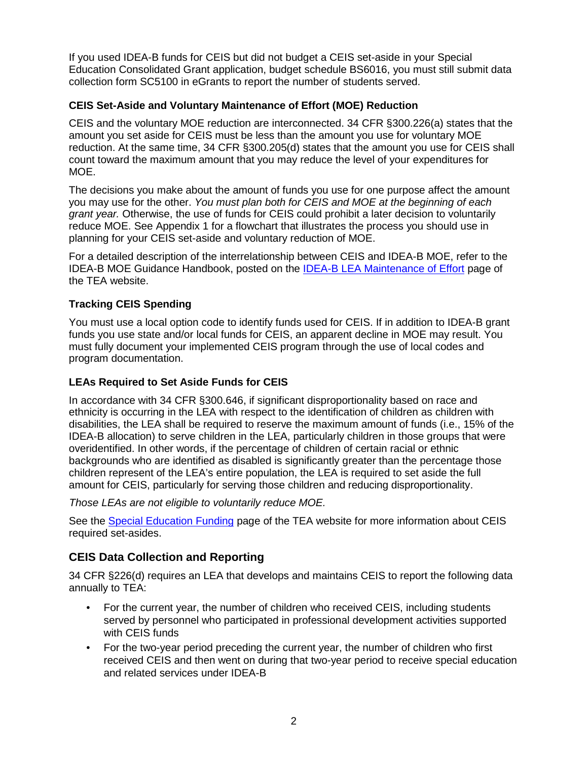If you used IDEA-B funds for CEIS but did not budget a CEIS set-aside in your Special Education Consolidated Grant application, budget schedule BS6016, you must still submit data collection form SC5100 in eGrants to report the number of students served.

### CEIS Set-Aside and Voluntary Maintenance of Effort (MOE) Reduction

CEIS and the voluntary MOE reduction are interconnected. 34 CFR §300.226(a) states that the amount you set aside for CEIS must be less than the amount you use for voluntary MOE reduction. At the same time, 34 CFR §300.205(d) states that the amount you use for CEIS shall count toward the maximum amount that you may reduce the level of your expenditures for MOE.

The decisions you make about the amount of funds you use for one purpose affect the amount you may use for the other. *You must plan both for CEIS and MOE at the beginning of each grant year.* Otherwise, the use of funds for CEIS could prohibit a later decision to voluntarily reduce MOE. See Appendix 1 for a flowchart that illustrates the process you should use in planning for your CEIS set-aside and voluntary reduction of MOE.

For a detailed description of the interrelationship between CEIS and IDEA-B MOE, refer to the IDEA-B MOE Guidance Handbook, posted on the [IDEA-B LEA Maintenance of Effort]() page of the TEA website.

### Tracking CEIS Spending

You must use a local option code to identify funds used for CEIS. If in addition to IDEA-B grant funds you use state and/or local funds for CEIS, an apparent decline in MOE may result. You must fully document your implemented CEIS program through the use of local codes and program documentation.

### LEAs Required to Set Aside Funds for CEIS

In accordance with 34 CFR §300.646, if significant disproportionality based on race and ethnicity is occurring in the LEA with respect to the identification of children as children with disabilities, the LEA shall be required to reserve the maximum amount of funds (i.e., 15% of the IDEA-B allocation) to serve children in the LEA, particularly children in those groups that were overidentified. In other words, if the percentage of children of certain racial or ethnic backgrounds who are identified as disabled is significantly greater than the percentage those children represent of the LEA's entire population, the LEA is required to set aside the full amount for CEIS, particularly for serving those children and reducing disproportionality.

*Those LEAs are not eligible to voluntarily reduce MOE.*

See the [Special Education Funding]() page of the TEA website for more information about CEIS required set-asides.

## CEIS Data Collection and Reporting

34 CFR §226(d) requires an LEA that develops and maintains CEIS to report the following data annually to TEA:

- For the current year, the number of children who received CEIS, including students served by personnel who participated in professional development activities supported with CEIS funds
- For the two-year period preceding the current year, the number of children who first received CEIS and then went on during that two-year period to receive special education and related services under IDEA-B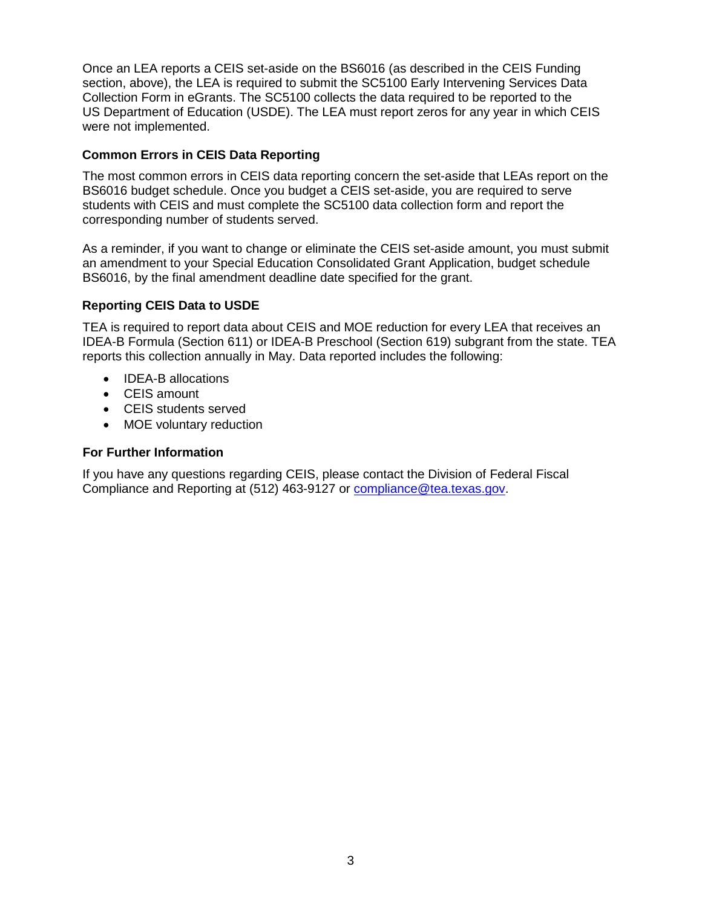Once an LEA reports a CEIS set-aside on the BS6016 (as described in the CEIS Funding section, above), the LEA is required to submit the SC5100 Early Intervening Services Data Collection Form in eGrants. The SC5100 collects the data required to be reported to the US Department of Education (USDE). The LEA must report zeros for any year in which CEIS were not implemented.

### Common Errors in CEIS Data Reporting

The most common errors in CEIS data reporting concern the set-aside that LEAs report on the BS6016 budget schedule. Once you budget a CEIS set-aside, you are required to serve students with CEIS and must complete the SC5100 data collection form and report the corresponding number of students served.

As a reminder, if you want to change or eliminate the CEIS set-aside amount, you must submit an amendment to your Special Education Consolidated Grant Application, budget schedule BS6016, by the final amendment deadline date specified for the grant.

### Reporting CEIS Data to USDE

TEA is required to report data about CEIS and MOE reduction for every LEA that receives an IDEA-B Formula (Section 611) or IDEA-B Preschool (Section 619) subgrant from the state. TEA reports this collection annually in May. Data reported includes the following:

- IDEA-B allocations
- CEIS amount
- CEIS students served
- MOE voluntary reduction

### For Further Information

If you have any questions regarding CEIS, please contact the Division of Federal Fiscal Compliance and Reporting at (512) 463-9127 or [compliance@tea.texas.gov](mailto:compliance@tea.texas.gov).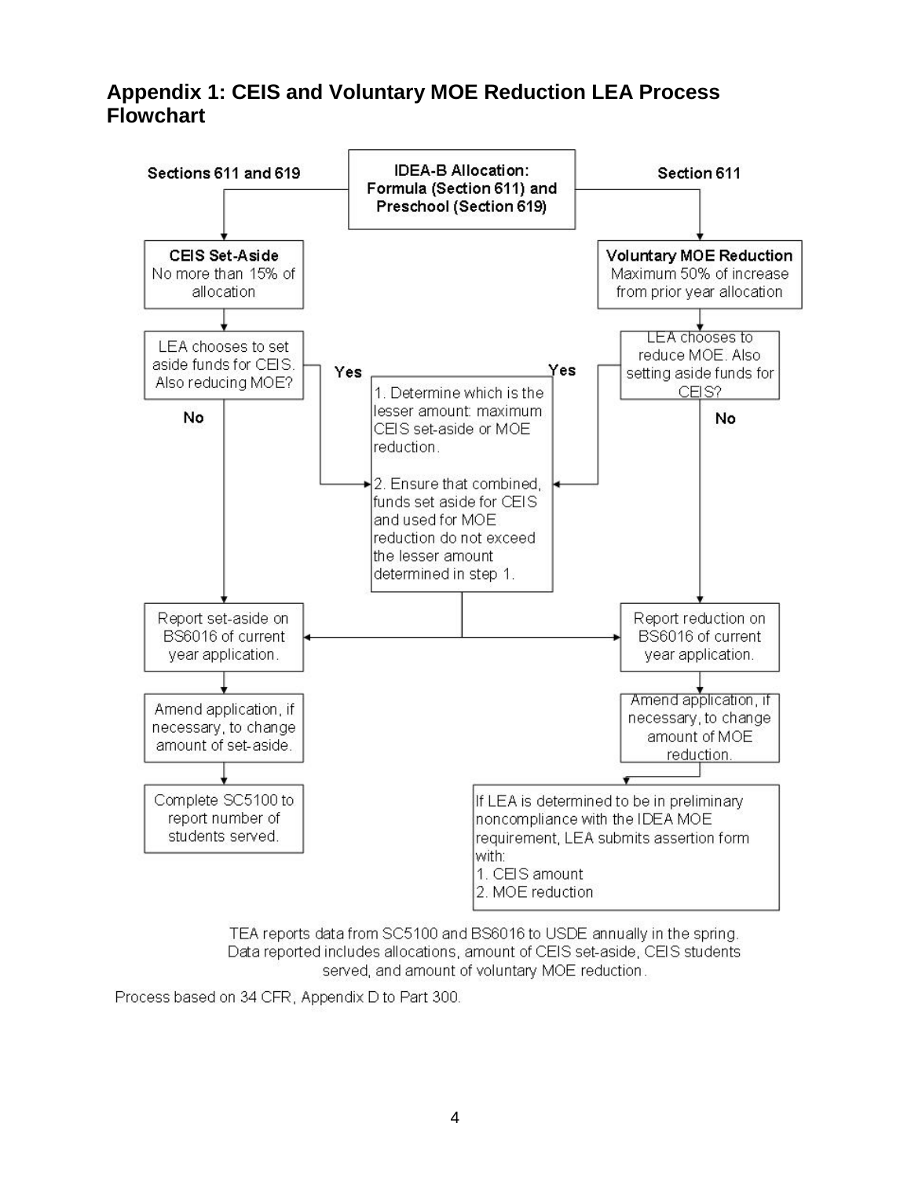## Appendix 1: CEIS and Voluntary MOE Reduction LEA Process Flowchart

**IDEA-B Allocation: Formula (Section 611) and Preschool (Section 619)**

**Sections 611 and 619**

**Section 611**

**CEIS Set-Aside**
No more than 15% of allocation

**Voluntary MOE Reduction**
Maximum 50% of increase from prior year allocation

LEA chooses to set aside funds for CEIS. Also reducing MOE?

LEA chooses to reduce MOE. Also setting aside funds for CEIS?

**Yes**

**Yes**

**No**

**No**

1. Determine which is the lesser amount: maximum CEIS set-aside or MOE reduction.

2. Ensure that combined, funds set aside for CEIS and used for MOE reduction do not exceed the lesser amount determined in step 1.

Report set-aside on BS6016 of current year application.

Report reduction on BS6016 of current year application.

Amend application, if necessary, to change amount of set-aside.

Amend application, if necessary, to change amount of MOE reduction.

Complete SC5100 to report number of students served.

If LEA is determined to be in preliminary noncompliance with the IDEA MOE requirement, LEA submits assertion form with:
1. CEIS amount
2. MOE reduction

TEA reports data from SC5100 and BS6016 to USDE annually in the spring. Data reported includes allocations, amount of CEIS set-aside, CEIS students served, and amount of voluntary MOE reduction.

Process based on 34 CFR, Appendix D to Part 300.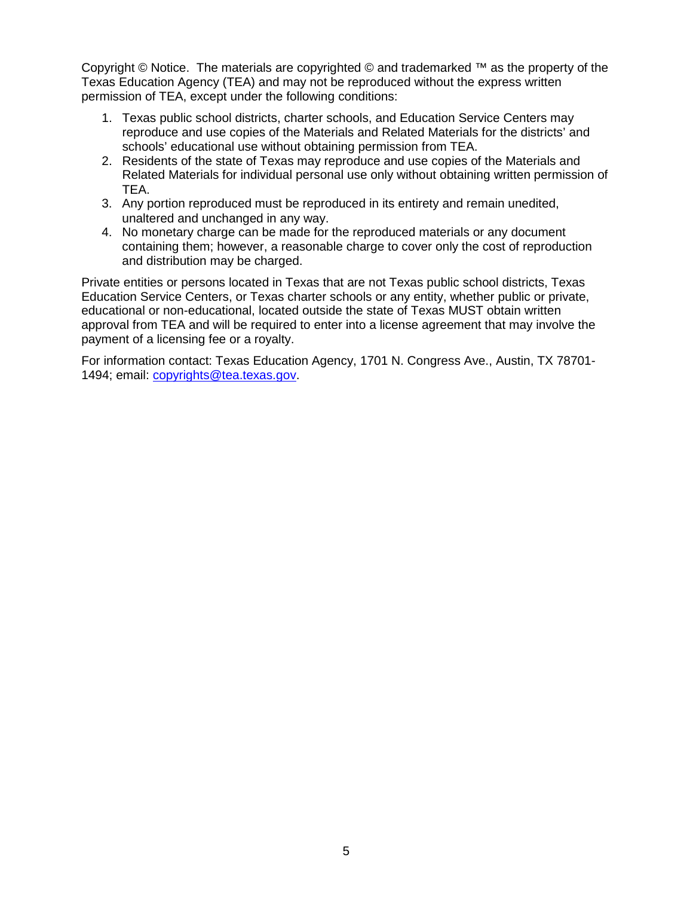Copyright © Notice. The materials are copyrighted © and trademarked ™ as the property of the Texas Education Agency (TEA) and may not be reproduced without the express written permission of TEA, except under the following conditions:

1. Texas public school districts, charter schools, and Education Service Centers may reproduce and use copies of the Materials and Related Materials for the districts' and schools' educational use without obtaining permission from TEA.
2. Residents of the state of Texas may reproduce and use copies of the Materials and Related Materials for individual personal use only without obtaining written permission of TEA.
3. Any portion reproduced must be reproduced in its entirety and remain unedited, unaltered and unchanged in any way.
4. No monetary charge can be made for the reproduced materials or any document containing them; however, a reasonable charge to cover only the cost of reproduction and distribution may be charged.

Private entities or persons located in Texas that are not Texas public school districts, Texas Education Service Centers, or Texas charter schools or any entity, whether public or private, educational or non-educational, located outside the state of Texas MUST obtain written approval from TEA and will be required to enter into a license agreement that may involve the payment of a licensing fee or a royalty.

For information contact: Texas Education Agency, 1701 N. Congress Ave., Austin, TX 78701-1494; email: [copyrights@tea.texas.gov](mailto:copyrights@tea.texas.gov).